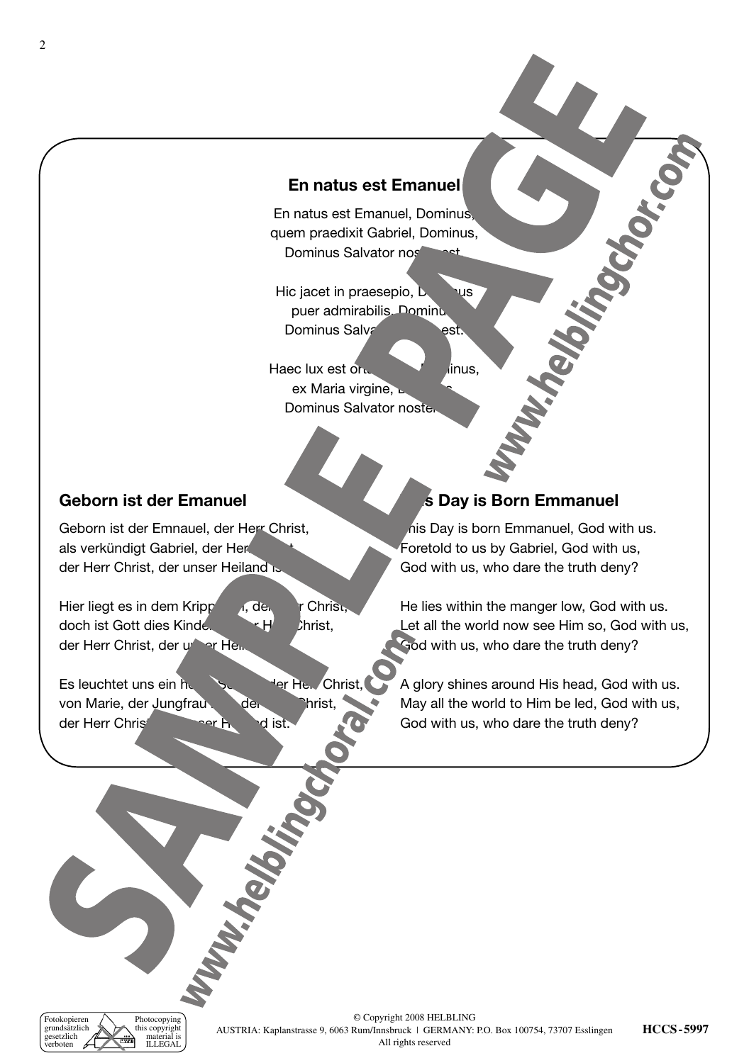## En natus est Emanuel

En natus est Emanuel, Dominus,
quem praedixit Gabriel, Dominus,
Dominus Salvator noster est.

Hic jacet in praesepio, Dominus
puer admirabilis, Dominus,
Dominus Salvator noster est.

Haec lux est orta, Dominus,
ex Maria virgine, Dominus,
Dominus Salvator noster est.

## Geborn ist der Emanuel

Geborn ist der Emnauel, der Herr Christ,
als verkündigt Gabriel, der Herr Christ,
der Herr Christ, der unser Heiland ist.

Hier liegt es in dem Krippelein, der Herr Christ,
doch ist Gott dies Kindelein, der Herr Christ,
der Herr Christ, der unser Heiland ist.

Es leuchtet uns ein helle Sonn, der Herr Christ,
von Marie, der Jungfrau rein, der Herr Christ,
der Herr Christ, der unser Heiland ist.

## This Day is Born Emmanuel

This Day is born Emmanuel, God with us.
Foretold to us by Gabriel, God with us,
God with us, who dare the truth deny?

He lies within the manger low, God with us.
Let all the world now see Him so, God with us,
God with us, who dare the truth deny?

A glory shines around His head, God with us.
May all the world to Him be led, God with us,
God with us, who dare the truth deny?

© Copyright 2008 HELBLING
AUSTRIA: Kaplanstrasse 9, 6063 Rum/Innsbruck | GERMANY: P.O. Box 100754, 73707 Esslingen
All rights reserved

Fotokopieren grundsätzlich gesetzlich verboten / Photocopying this copyright material is ILLEGAL

HCCS-5997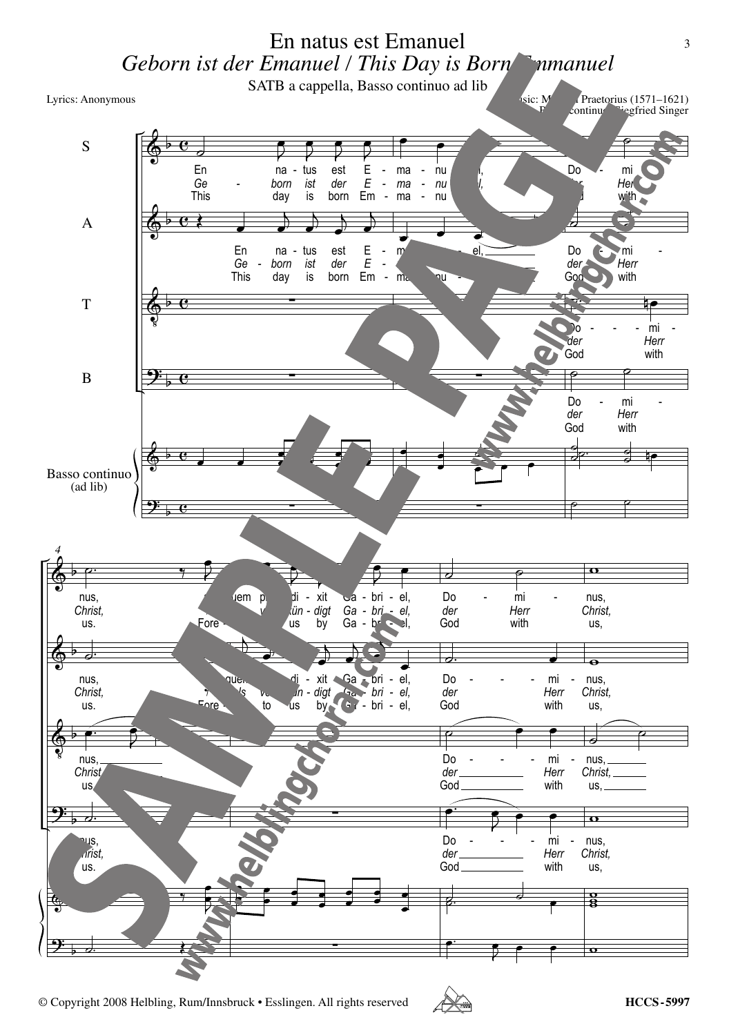# En natus est Emanuel

## *Geborn ist der Emanuel / This Day is Born Emmanuel*

SATB a cappella, Basso continuo ad lib

Lyrics: Anonymous

Music: Michael Praetorius (1571–1621)
Basso continuo: Siegfried Singer

© Copyright 2008 Helbling, Rum/Innsbruck • Esslingen. All rights reserved

HCCS-5997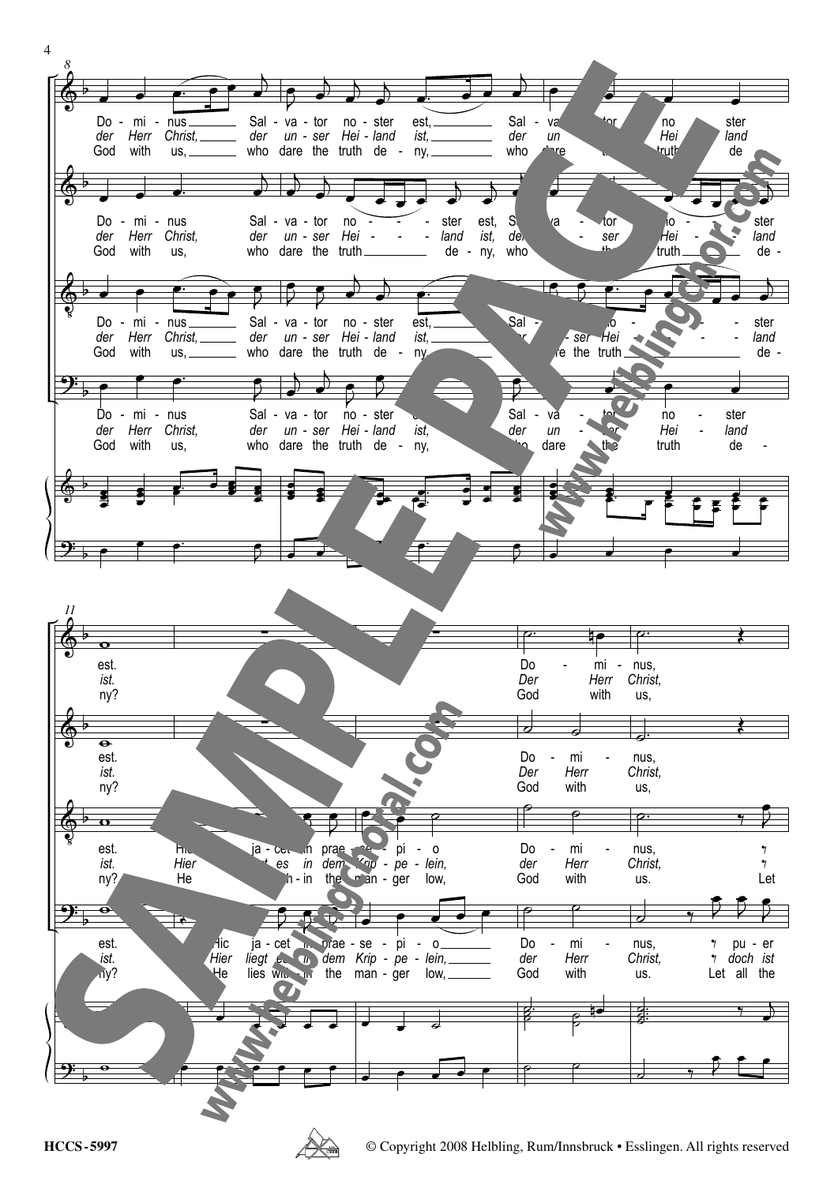8

Do - mi - nus Sal - va - tor no - ster est, Sal - va - tor no - ster
*der Herr Christ, der un - ser Hei - land ist, der un - ser Hei - land*
God with us, who dare the truth de - ny, who dare the truth de -

11

est. Hic ja - cet in prae - se - pi - o Do - mi - nus, pu - er
*ist. Hier liegt es in dem Krip - pe - lein, der Herr Christ, doch ist*
ny? He lies with - in the man - ger low, God with us. Let all the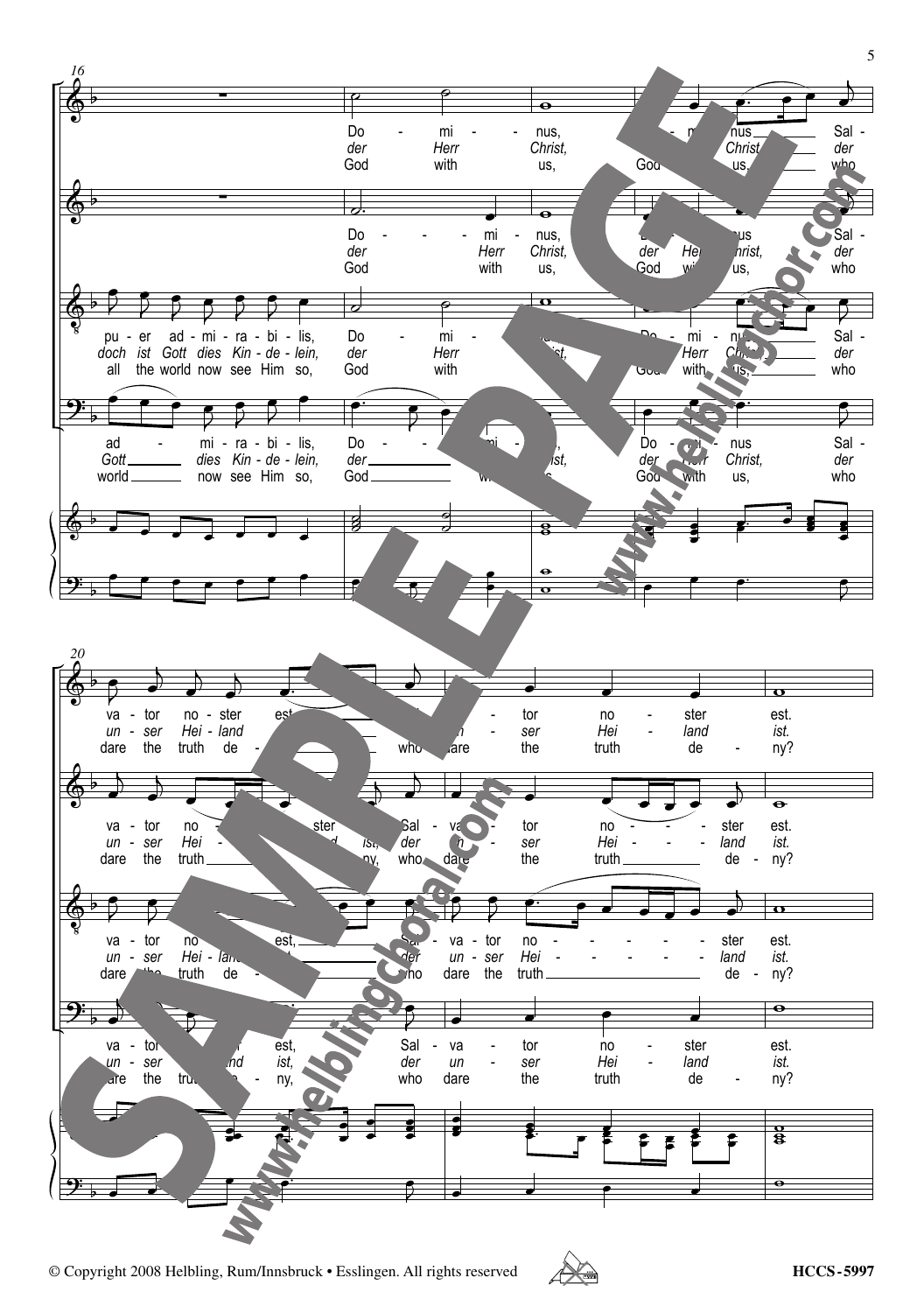**16**

Soprano:
Do - mi - nus, Do - mi - nus Sal -
*der Herr Christ, der Herr Christ der*
God with us, God with us, who

Alto:
Do - mi - nus, Do - mi - nus Sal -
*der Herr Christ, der Herr Christ, der*
God with us, God with us, who

Tenor:
pu - er ad - mi - ra - bi - lis, Do - mi - nus, Do - mi - nus Sal -
*doch ist Gott dies Kin - de - lein, der Herr Christ, der Herr Christ, der*
all the world now see Him so, God with us, God with us, who

Bass:
ad - mi - ra - bi - lis, Do - mi - nus, Do - mi - nus Sal -
*Gott dies Kin - de - lein, der Herr Christ, der Herr Christ, der*
world now see Him so, God with us, God with us, who

**20**

Soprano:
va - tor no - ster est, Sal - va - tor no - ster est.
*un - ser Hei - land ist, der un - ser Hei - land ist.*
dare the truth de - ny, who dare the truth de - ny?

Alto:
va - tor no - ster est, Sal - va - tor no - ster est.
*un - ser Hei - land ist, der un - ser Hei - land ist.*
dare the truth de - ny, who dare the truth de - ny?

Tenor:
va - tor no - ster est, Sal - va - tor no - ster est.
*un - ser Hei - land ist, der un - ser Hei - land ist.*
dare the truth de - ny, who dare the truth de - ny?

Bass:
va - tor no - ster est, Sal - va - tor no - ster est.
*un - ser Hei - land ist, der un - ser Hei - land ist.*
dare the truth de - ny, who dare the truth de - ny?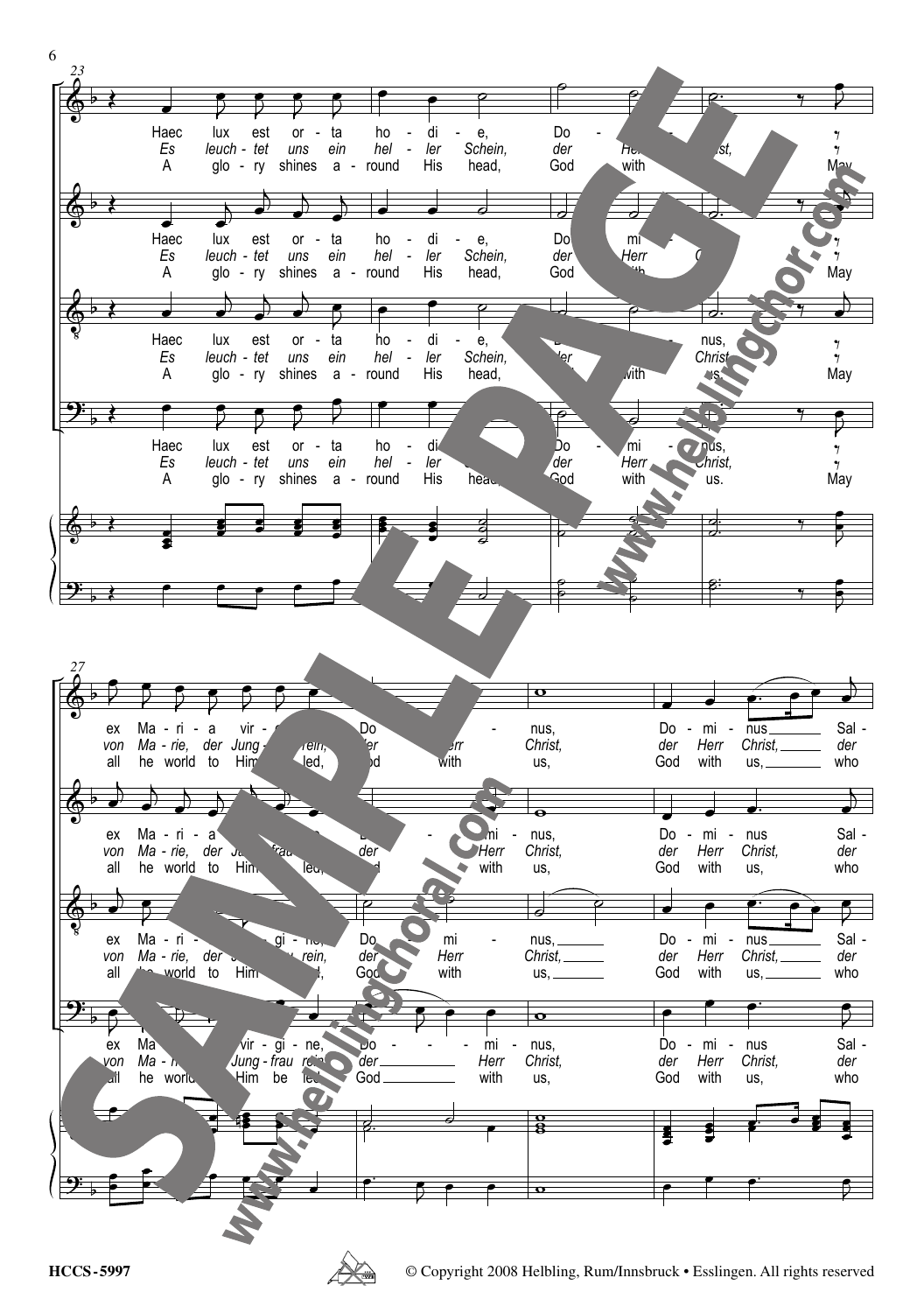Haec lux est or - ta ho - di - e, Do - mi - nus, ex Ma - ri - a vir - gi - ne, Do - mi - nus, Do - mi - nus Sal -

*Es leuch - tet uns ein hel - ler Schein, der Herr Christ, von Ma - rie, der Jung - frau rein, der Herr Christ, der Herr Christ, der*

A glo - ry shines a - round His head, God with us. May all he world to Him be led, God with us, God with us, who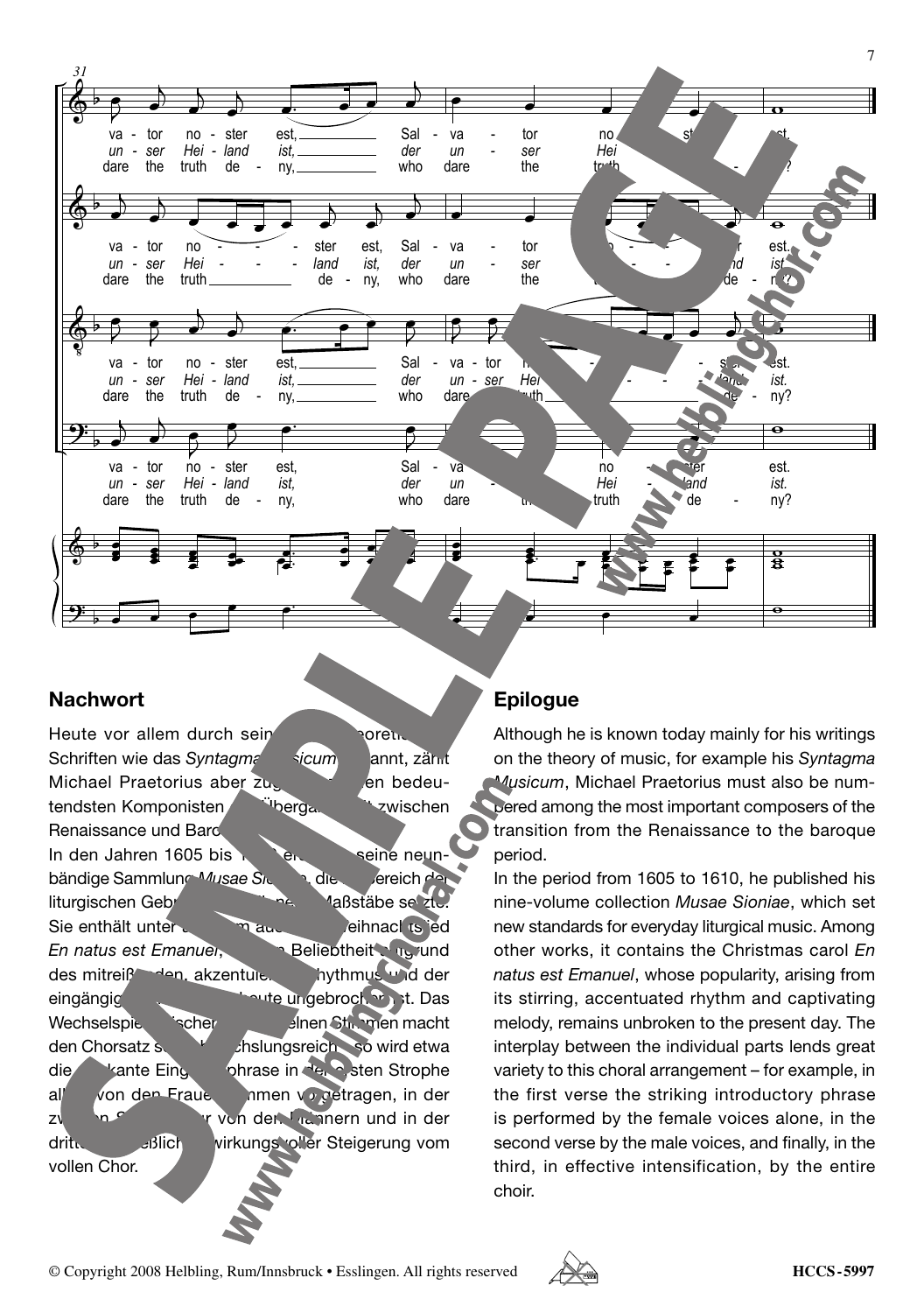## Nachwort

Heute vor allem durch seine musiktheoretischen Schriften wie das *Syntagma Musicum* bekannt, zählt Michael Praetorius aber zugleich zu den bedeutendsten Komponisten am Übergang zwischen Renaissance und Barock.

In den Jahren 1605 bis 1610 erschien seine neunbändige Sammlung *Musae Sioniae*, die im Bereich der liturgischen Gebrauchsmusik neue Maßstäbe setzte. Sie enthält unter anderem auch das Weihnachtslied *En natus est Emanuel*, dessen Beliebtheit aufgrund des mitreißenden, akzentuierten Rhythmus und der eingängigen Melodie bis heute ungebrochen ist. Das Wechselspiel zwischen den einzelnen Stimmen macht den Chorsatz sehr abwechslungsreich – so wird etwa die markante Eingangsphrase in der ersten Strophe allein von den Frauenstimmen vorgetragen, in der zweiten Strophe nur von den Männern und in der dritten schließlich in wirkungsvoller Steigerung vom vollen Chor.

## Epilogue

Although he is known today mainly for his writings on the theory of music, for example his *Syntagma Musicum*, Michael Praetorius must also be numbered among the most important composers of the transition from the Renaissance to the baroque period.

In the period from 1605 to 1610, he published his nine-volume collection *Musae Sioniae*, which set new standards for everyday liturgical music. Among other works, it contains the Christmas carol *En natus est Emanuel*, whose popularity, arising from its stirring, accentuated rhythm and captivating melody, remains unbroken to the present day. The interplay between the individual parts lends great variety to this choral arrangement – for example, in the first verse the striking introductory phrase is performed by the female voices alone, in the second verse by the male voices, and finally, in the third, in effective intensification, by the entire choir.